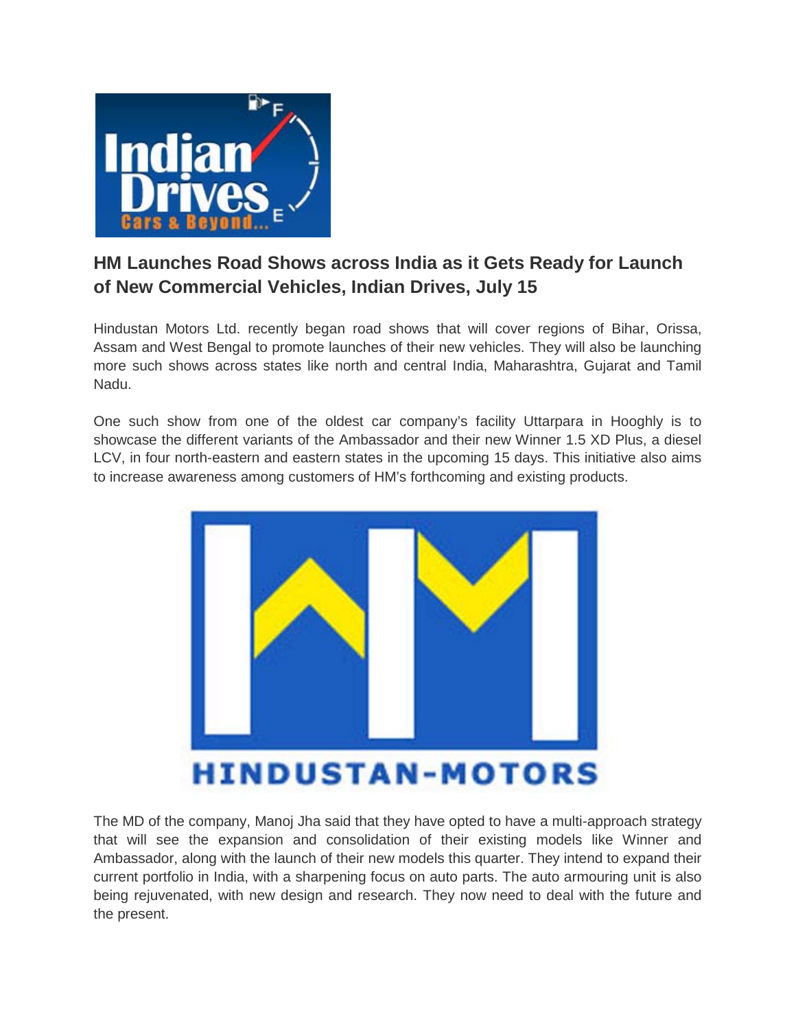## HM Launches Road Shows across India as it Gets Ready for Launch of New Commercial Vehicles, Indian Drives, July 15

Hindustan Motors Ltd. recently began road shows that will cover regions of Bihar, Orissa, Assam and West Bengal to promote launches of their new vehicles. They will also be launching more such shows across states like north and central India, Maharashtra, Gujarat and Tamil Nadu.

One such show from one of the oldest car company's facility Uttarpara in Hooghly is to showcase the different variants of the Ambassador and their new Winner 1.5 XD Plus, a diesel LCV, in four north-eastern and eastern states in the upcoming 15 days. This initiative also aims to increase awareness among customers of HM's forthcoming and existing products.

The MD of the company, Manoj Jha said that they have opted to have a multi-approach strategy that will see the expansion and consolidation of their existing models like Winner and Ambassador, along with the launch of their new models this quarter. They intend to expand their current portfolio in India, with a sharpening focus on auto parts. The auto armouring unit is also being rejuvenated, with new design and research. They now need to deal with the future and the present.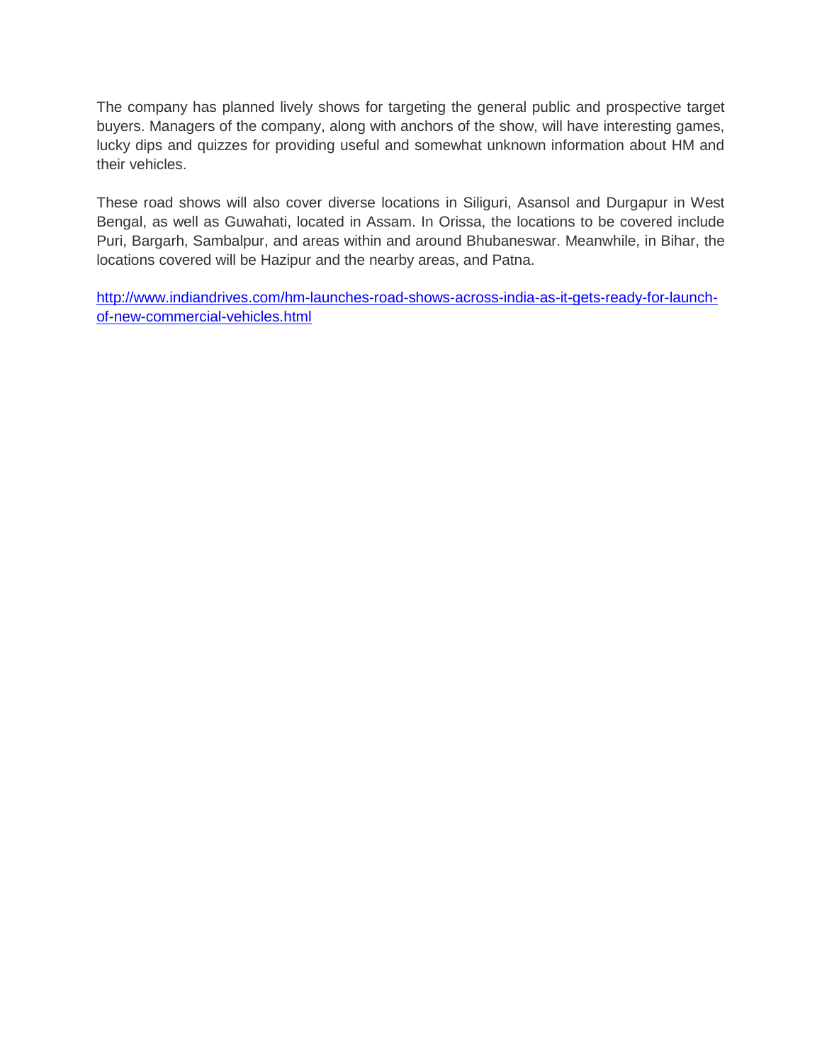The company has planned lively shows for targeting the general public and prospective target buyers. Managers of the company, along with anchors of the show, will have interesting games, lucky dips and quizzes for providing useful and somewhat unknown information about HM and their vehicles.

These road shows will also cover diverse locations in Siliguri, Asansol and Durgapur in West Bengal, as well as Guwahati, located in Assam. In Orissa, the locations to be covered include Puri, Bargarh, Sambalpur, and areas within and around Bhubaneswar. Meanwhile, in Bihar, the locations covered will be Hazipur and the nearby areas, and Patna.

[http://www.indiandrives.com/hm-launches-road-shows-across-india-as-it-gets-ready-for-launch-of-new-commercial-vehicles.html](http://www.indiandrives.com/hm-launches-road-shows-across-india-as-it-gets-ready-for-launch-of-new-commercial-vehicles.html)